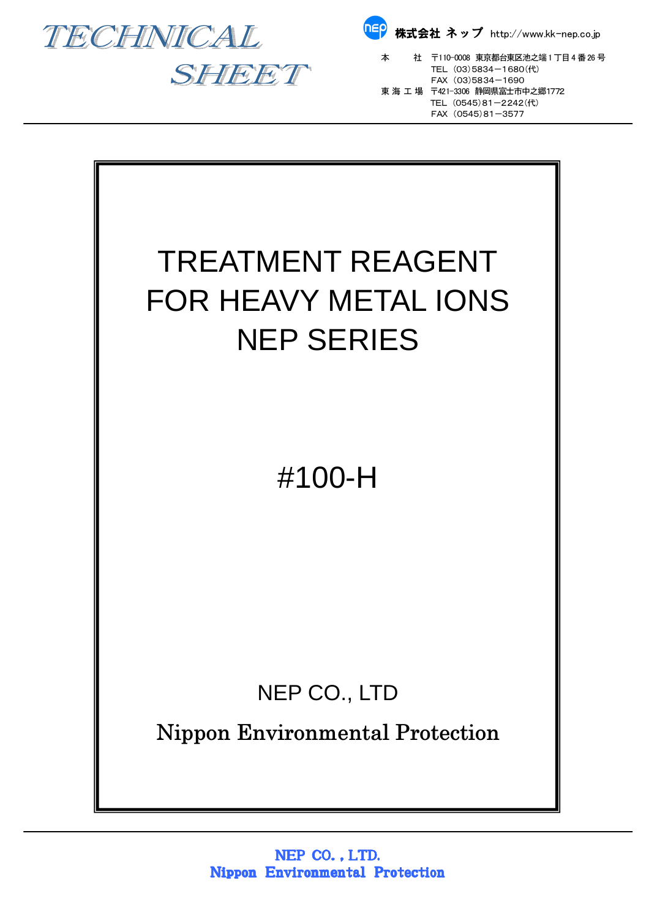# TECHNICAL SHEET

株式会社 ネップ http://www.kk-nep.co.jp

本　　社　〒110-0008 東京都台東区池之端１丁目４番26号
TEL (03)5834－1680(代)
FAX (03)5834－1690
東海工場　〒421-3306 静岡県富士市中之郷1772
TEL (0545)81－2242(代)
FAX (0545)81－3577

# TREATMENT REAGENT FOR HEAVY METAL IONS NEP SERIES

## #100-H

NEP CO., LTD

Nippon Environmental Protection

**NEP CO., LTD.**
**Nippon Environmental Protection**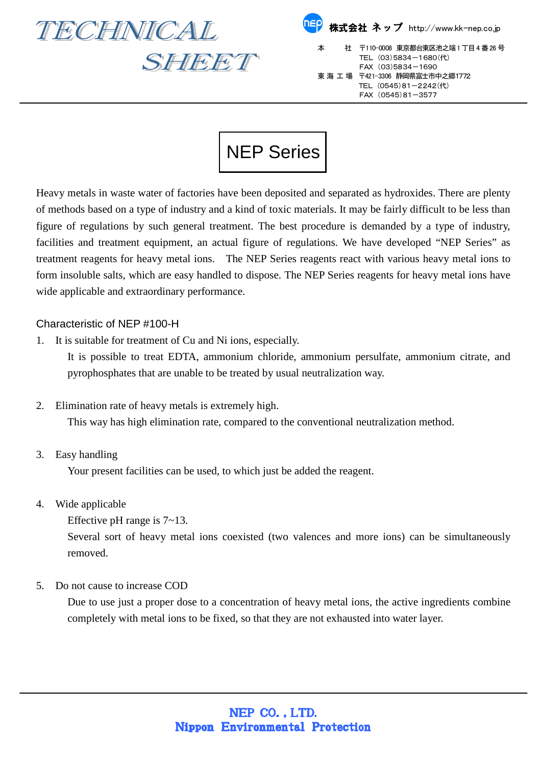# NEP Series

Heavy metals in waste water of factories have been deposited and separated as hydroxides. There are plenty of methods based on a type of industry and a kind of toxic materials. It may be fairly difficult to be less than figure of regulations by such general treatment. The best procedure is demanded by a type of industry, facilities and treatment equipment, an actual figure of regulations. We have developed “NEP Series” as treatment reagents for heavy metal ions. The NEP Series reagents react with various heavy metal ions to form insoluble salts, which are easy handled to dispose. The NEP Series reagents for heavy metal ions have wide applicable and extraordinary performance.

## Characteristic of NEP #100-H

1. It is suitable for treatment of Cu and Ni ions, especially.

   It is possible to treat EDTA, ammonium chloride, ammonium persulfate, ammonium citrate, and pyrophosphates that are unable to be treated by usual neutralization way.

2. Elimination rate of heavy metals is extremely high.

   This way has high elimination rate, compared to the conventional neutralization method.

3. Easy handling

   Your present facilities can be used, to which just be added the reagent.

4. Wide applicable

   Effective pH range is 7~13.

   Several sort of heavy metal ions coexisted (two valences and more ions) can be simultaneously removed.

5. Do not cause to increase COD

   Due to use just a proper dose to a concentration of heavy metal ions, the active ingredients combine completely with metal ions to be fixed, so that they are not exhausted into water layer.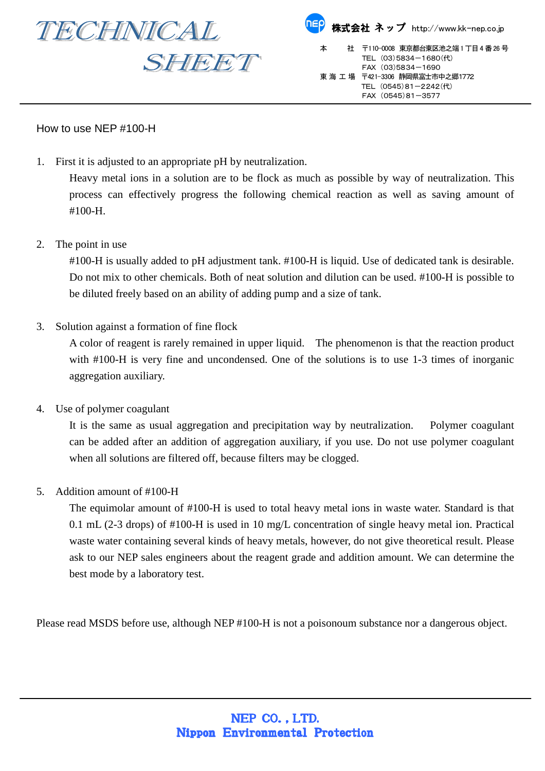# TECHNICAL SHEET

株式会社 ネップ　http://www.kk-nep.co.jp

本　　社　〒110-0008　東京都台東区池之端１丁目４番26号
TEL（03)5834－1680(代)
FAX（03)5834－1690
東 海 工 場　〒421-3306　静岡県富士市中之郷1772
TEL（0545)81－2242(代)
FAX（0545)81－3577

## How to use NEP #100-H

1. First it is adjusted to an appropriate pH by neutralization.

   Heavy metal ions in a solution are to be flock as much as possible by way of neutralization. This process can effectively progress the following chemical reaction as well as saving amount of #100-H.

2. The point in use

   #100-H is usually added to pH adjustment tank. #100-H is liquid. Use of dedicated tank is desirable. Do not mix to other chemicals. Both of neat solution and dilution can be used. #100-H is possible to be diluted freely based on an ability of adding pump and a size of tank.

3. Solution against a formation of fine flock

   A color of reagent is rarely remained in upper liquid.　The phenomenon is that the reaction product with #100-H is very fine and uncondensed. One of the solutions is to use 1-3 times of inorganic aggregation auxiliary.

4. Use of polymer coagulant

   It is the same as usual aggregation and precipitation way by neutralization.　Polymer coagulant can be added after an addition of aggregation auxiliary, if you use. Do not use polymer coagulant when all solutions are filtered off, because filters may be clogged.

5. Addition amount of #100-H

   The equimolar amount of #100-H is used to total heavy metal ions in waste water. Standard is that 0.1 mL (2-3 drops) of #100-H is used in 10 mg/L concentration of single heavy metal ion. Practical waste water containing several kinds of heavy metals, however, do not give theoretical result. Please ask to our NEP sales engineers about the reagent grade and addition amount. We can determine the best mode by a laboratory test.

Please read MSDS before use, although NEP #100-H is not a poisonoum substance nor a dangerous object.

**NEP CO. , LTD.**
**Nippon Environmental Protection**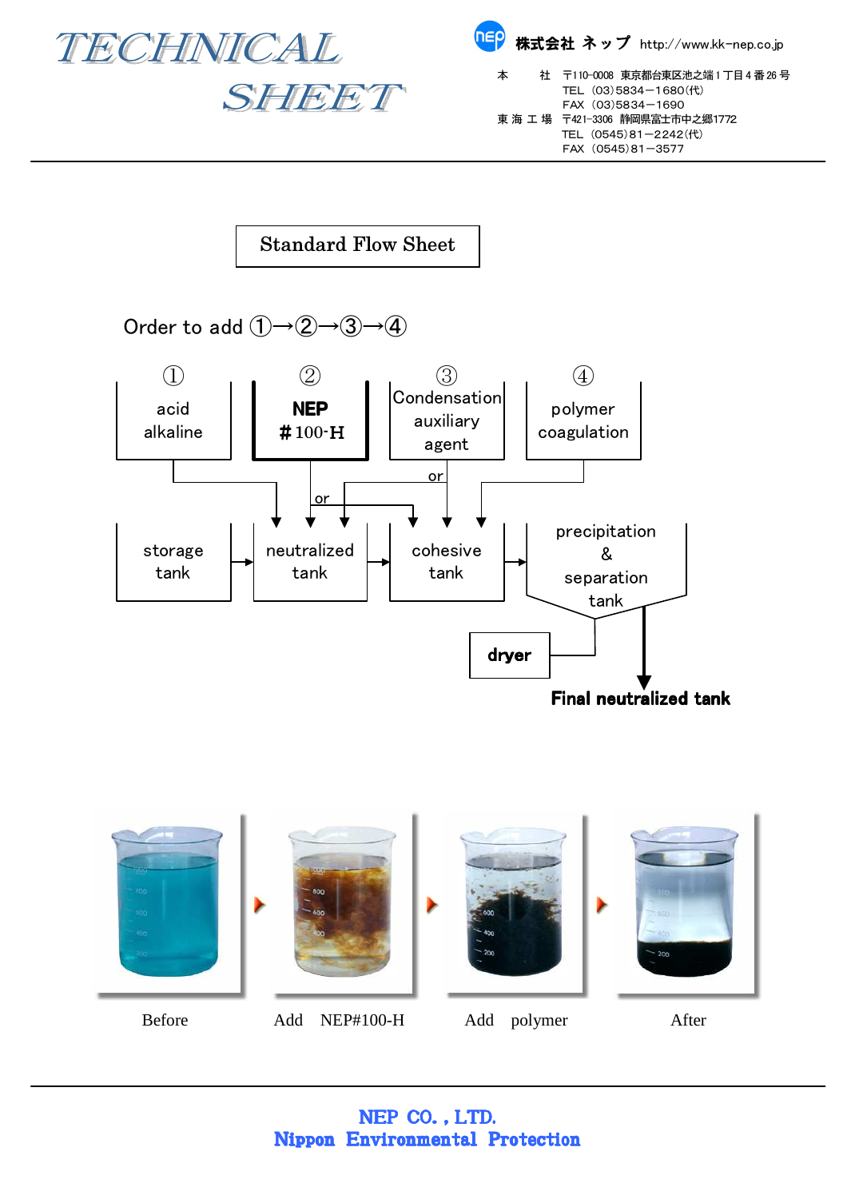TECHNICAL SHEET

nep 株式会社 ネップ http://www.kk-nep.co.jp

本　　社　〒110-0008 東京都台東区池之端１丁目４番26号
TEL (03)5834－1680(代)
FAX (03)5834－1690

東海工場　〒421-3306 静岡県富士市中之郷1772
TEL (0545)81－2242(代)
FAX (0545)81－3577

## Standard Flow Sheet

Order to add ①→②→③→④

① acid alkaline

② NEP #100-H

③ Condensation auxiliary agent

④ polymer coagulation

or

or

storage tank

neutralized tank

cohesive tank

precipitation & separation tank

dryer

Final neutralized tank

Before

Add NEP#100-H

Add polymer

After

NEP CO., LTD.
Nippon Environmental Protection